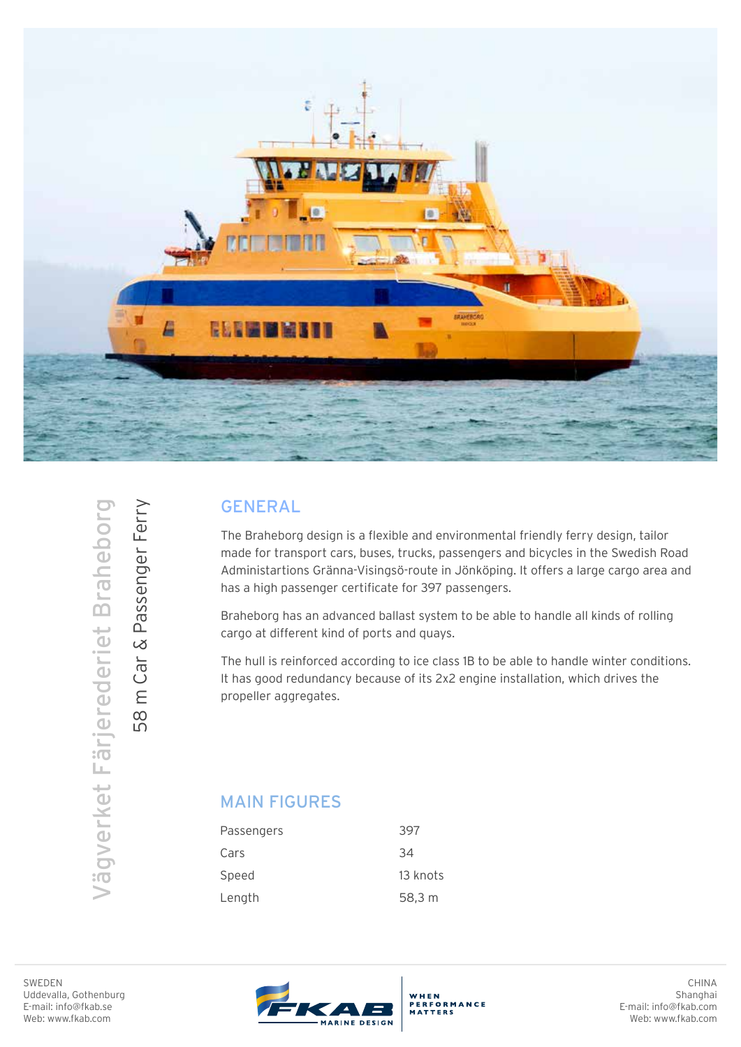# Vägverket Färjerederiet Braheborg

## 58 m Car & Passenger Ferry

## GENERAL

The Braheborg design is a flexible and environmental friendly ferry design, tailor made for transport cars, buses, trucks, passengers and bicycles in the Swedish Road Administartions Gränna-Visingsö-route in Jönköping. It offers a large cargo area and has a high passenger certificate for 397 passengers.

Braheborg has an advanced ballast system to be able to handle all kinds of rolling cargo at different kind of ports and quays.

The hull is reinforced according to ice class 1B to be able to handle winter conditions. It has good redundancy because of its 2x2 engine installation, which drives the propeller aggregates.

## MAIN FIGURES

| | |
|---|---|
| Passengers | 397 |
| Cars | 34 |
| Speed | 13 knots |
| Length | 58,3 m |

SWEDEN
Uddevalla, Gothenburg
E-mail: info@fkab.se
Web: www.fkab.com

FKAB MARINE DESIGN — WHEN PERFORMANCE MATTERS

CHINA
Shanghai
E-mail: info@fkab.com
Web: www.fkab.com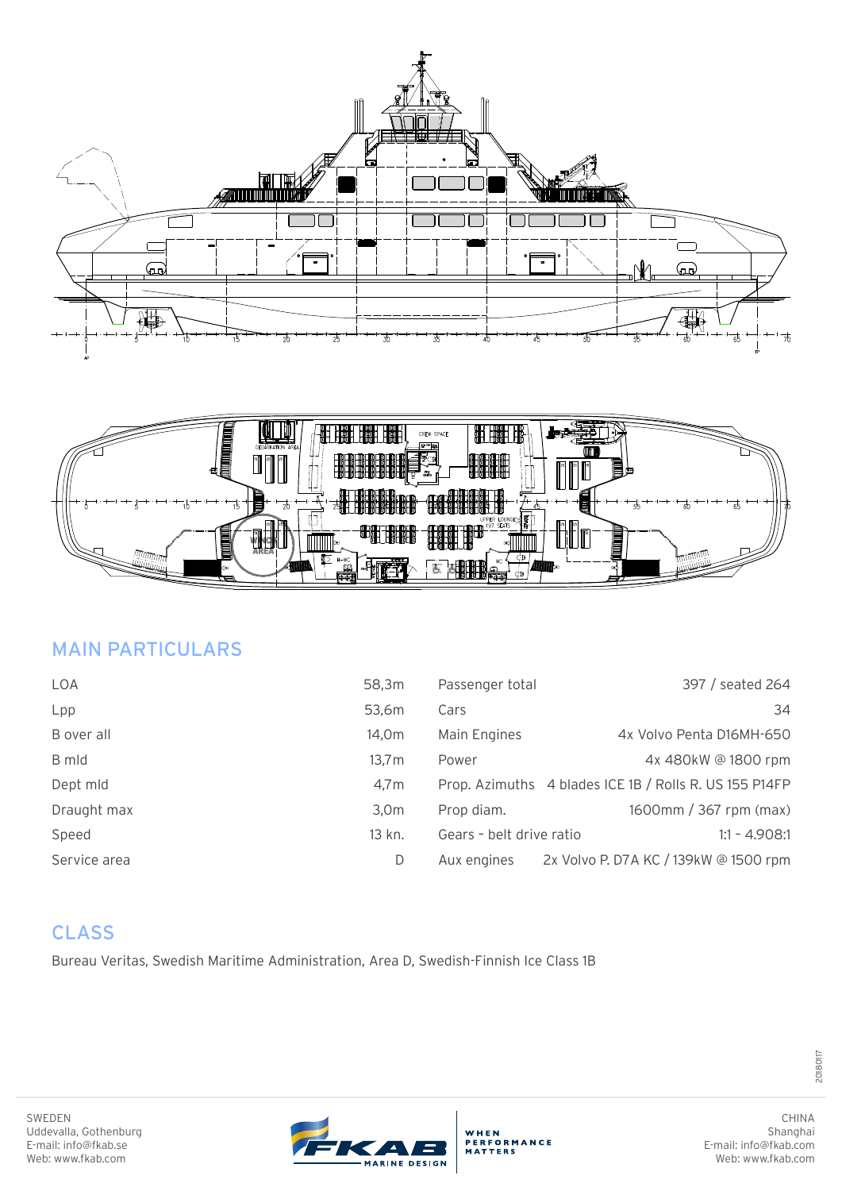## MAIN PARTICULARS

| | | | |
|---|---|---|---|
| LOA | 58,3m | Passenger total | 397 / seated 264 |
| Lpp | 53,6m | Cars | 34 |
| B over all | 14,0m | Main Engines | 4x Volvo Penta D16MH-650 |
| B mld | 13,7m | Power | 4x 480kW @ 1800 rpm |
| Dept mld | 4,7m | Prop. Azimuths | 4 blades ICE 1B / Rolls R. US 155 P14FP |
| Draught max | 3,0m | Prop diam. | 1600mm / 367 rpm (max) |
| Speed | 13 kn. | Gears - belt drive ratio | 1:1 - 4.908:1 |
| Service area | D | Aux engines | 2x Volvo P. D7A KC / 139kW @ 1500 rpm |

## CLASS

Bureau Veritas, Swedish Maritime Administration, Area D, Swedish-Finnish Ice Class 1B

20180117

SWEDEN
Uddevalla, Gothenburg
E-mail: info@fkab.se
Web: www.fkab.com

FKAB MARINE DESIGN — WHEN PERFORMANCE MATTERS

CHINA
Shanghai
E-mail: info@fkab.com
Web: www.fkab.com